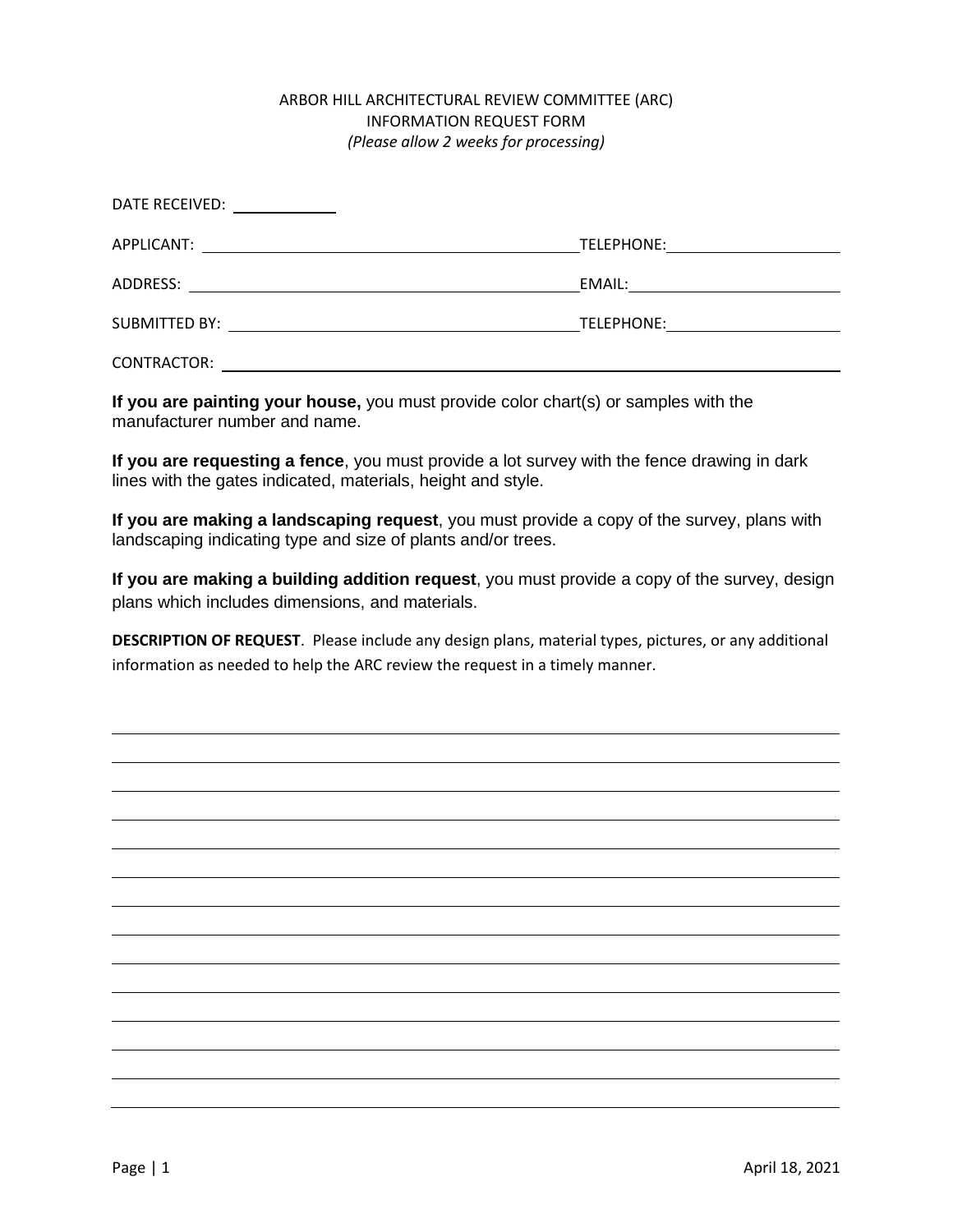# ARBOR HILL ARCHITECTURAL REVIEW COMMITTEE (ARC)
## INFORMATION REQUEST FORM
*(Please allow 2 weeks for processing)*

DATE RECEIVED: ____________

APPLICANT: ______________________________________________ TELEPHONE: ____________________

ADDRESS: _______________________________________________ EMAIL: ________________________

SUBMITTED BY: ___________________________________________ TELEPHONE: ____________________

CONTRACTOR: ___________________________________________________________________________

**If you are painting your house,** you must provide color chart(s) or samples with the manufacturer number and name.

**If you are requesting a fence**, you must provide a lot survey with the fence drawing in dark lines with the gates indicated, materials, height and style.

**If you are making a landscaping request**, you must provide a copy of the survey, plans with landscaping indicating type and size of plants and/or trees.

**If you are making a building addition request**, you must provide a copy of the survey, design plans which includes dimensions, and materials.

**DESCRIPTION OF REQUEST**. Please include any design plans, material types, pictures, or any additional information as needed to help the ARC review the request in a timely manner.

_______________________________________________________________________________________

_______________________________________________________________________________________

_______________________________________________________________________________________

_______________________________________________________________________________________

_______________________________________________________________________________________

_______________________________________________________________________________________

_______________________________________________________________________________________

_______________________________________________________________________________________

_______________________________________________________________________________________

_______________________________________________________________________________________

_______________________________________________________________________________________

_______________________________________________________________________________________

_______________________________________________________________________________________

_______________________________________________________________________________________

April 18, 2021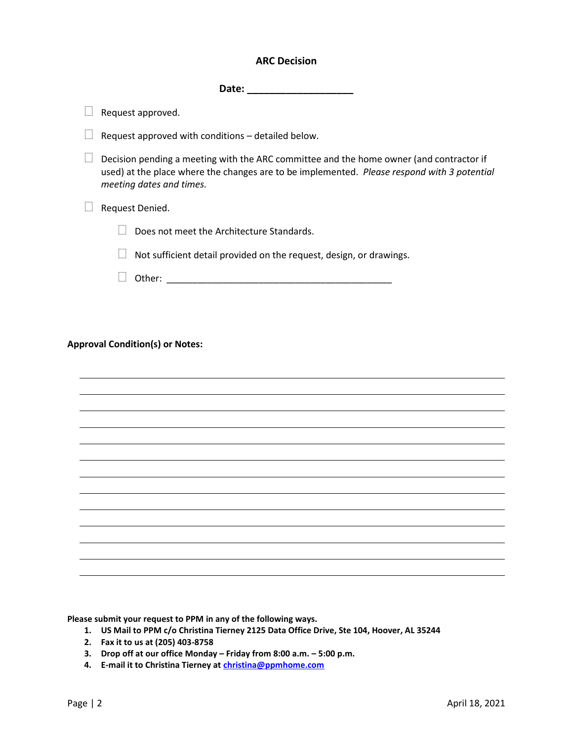## ARC Decision

**Date: ___________________**

- ☐ Request approved.
- ☐ Request approved with conditions – detailed below.
- ☐ Decision pending a meeting with the ARC committee and the home owner (and contractor if used) at the place where the changes are to be implemented. *Please respond with 3 potential meeting dates and times.*
- ☐ Request Denied.
  - ☐ Does not meet the Architecture Standards.
  - ☐ Not sufficient detail provided on the request, design, or drawings.
  - ☐ Other: ____________________________________________

**Approval Condition(s) or Notes:**

______________________________________________________________________

______________________________________________________________________

______________________________________________________________________

______________________________________________________________________

______________________________________________________________________

______________________________________________________________________

______________________________________________________________________

______________________________________________________________________

______________________________________________________________________

______________________________________________________________________

______________________________________________________________________

______________________________________________________________________

**Please submit your request to PPM in any of the following ways.**

1. **US Mail to PPM c/o Christina Tierney 2125 Data Office Drive, Ste 104, Hoover, AL 35244**
2. **Fax it to us at (205) 403-8758**
3. **Drop off at our office Monday – Friday from 8:00 a.m. – 5:00 p.m.**
4. **E-mail it to Christina Tierney at christina@ppmhome.com**

April 18, 2021